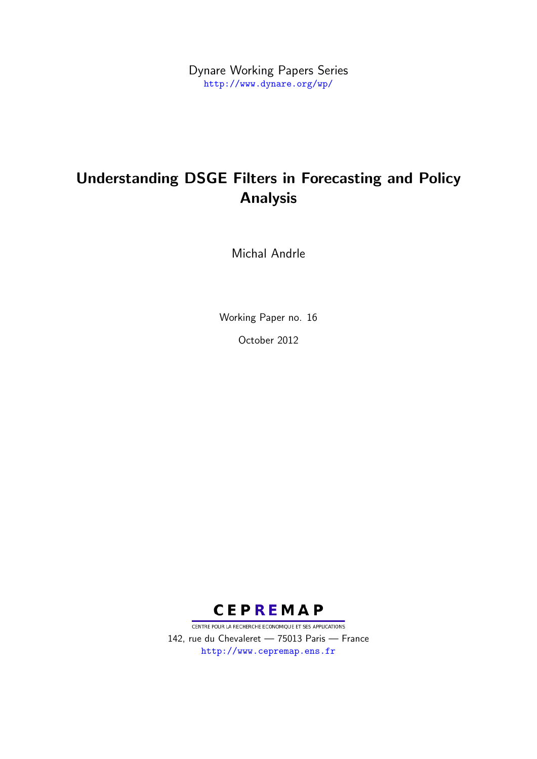Dynare Working Papers Series
http://www.dynare.org/wp/

# Understanding DSGE Filters in Forecasting and Policy Analysis

Michal Andrle

Working Paper no. 16

October 2012

**CEPREMAP**

CENTRE POUR LA RECHERCHE ECONOMIQUE ET SES APPLICATIONS
142, rue du Chevaleret — 75013 Paris — France
http://www.cepremap.ens.fr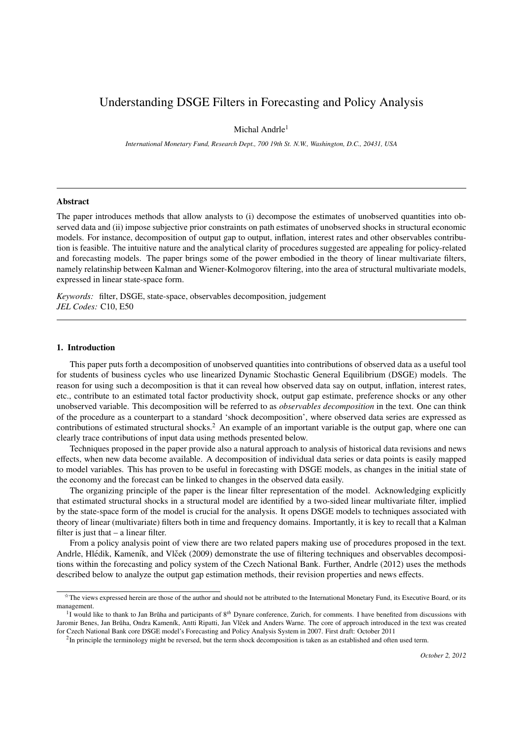# Understanding DSGE Filters in Forecasting and Policy Analysis

Michal Andrle[1]

*International Monetary Fund, Research Dept., 700 19th St. N.W., Washington, D.C., 20431, USA*

---

### Abstract

The paper introduces methods that allow analysts to (i) decompose the estimates of unobserved quantities into observed data and (ii) impose subjective prior constraints on path estimates of unobserved shocks in structural economic models. For instance, decomposition of output gap to output, inflation, interest rates and other observables contribution is feasible. The intuitive nature and the analytical clarity of procedures suggested are appealing for policy-related and forecasting models. The paper brings some of the power embodied in the theory of linear multivariate filters, namely relatinship between Kalman and Wiener-Kolmogorov filtering, into the area of structural multivariate models, expressed in linear state-space form.

*Keywords:* filter, DSGE, state-space, observables decomposition, judgement
*JEL Codes:* C10, E50

---

## 1. Introduction

This paper puts forth a decomposition of unobserved quantities into contributions of observed data as a useful tool for students of business cycles who use linearized Dynamic Stochastic General Equilibrium (DSGE) models. The reason for using such a decomposition is that it can reveal how observed data say on output, inflation, interest rates, etc., contribute to an estimated total factor productivity shock, output gap estimate, preference shocks or any other unobserved variable. This decomposition will be referred to as *observables decomposition* in the text. One can think of the procedure as a counterpart to a standard 'shock decomposition', where observed data series are expressed as contributions of estimated structural shocks.[2] An example of an important variable is the output gap, where one can clearly trace contributions of input data using methods presented below.

Techniques proposed in the paper provide also a natural approach to analysis of historical data revisions and news effects, when new data become available. A decomposition of individual data series or data points is easily mapped to model variables. This has proven to be useful in forecasting with DSGE models, as changes in the initial state of the economy and the forecast can be linked to changes in the observed data easily.

The organizing principle of the paper is the linear filter representation of the model. Acknowledging explicitly that estimated structural shocks in a structural model are identified by a two-sided linear multivariate filter, implied by the state-space form of the model is crucial for the analysis. It opens DSGE models to techniques associated with theory of linear (multivariate) filters both in time and frequency domains. Importantly, it is key to recall that a Kalman filter is just that – a linear filter.

From a policy analysis point of view there are two related papers making use of procedures proposed in the text. Andrle, Hlédik, Kameník, and Vlček (2009) demonstrate the use of filtering techniques and observables decompositions within the forecasting and policy system of the Czech National Bank. Further, Andrle (2012) uses the methods described below to analyze the output gap estimation methods, their revision properties and news effects.

---

☆The views expressed herein are those of the author and should not be attributed to the International Monetary Fund, its Executive Board, or its management.

[1]I would like to thank to Jan Brůha and participants of 8th Dynare conference, Zurich, for comments. I have benefited from discussions with Jaromir Benes, Jan Brůha, Ondra Kameník, Antti Ripatti, Jan Vlček and Anders Warne. The core of approach introduced in the text was created for Czech National Bank core DSGE model's Forecasting and Policy Analysis System in 2007. First draft: October 2011

[2]In principle the terminology might be reversed, but the term shock decomposition is taken as an established and often used term.

*October 2, 2012*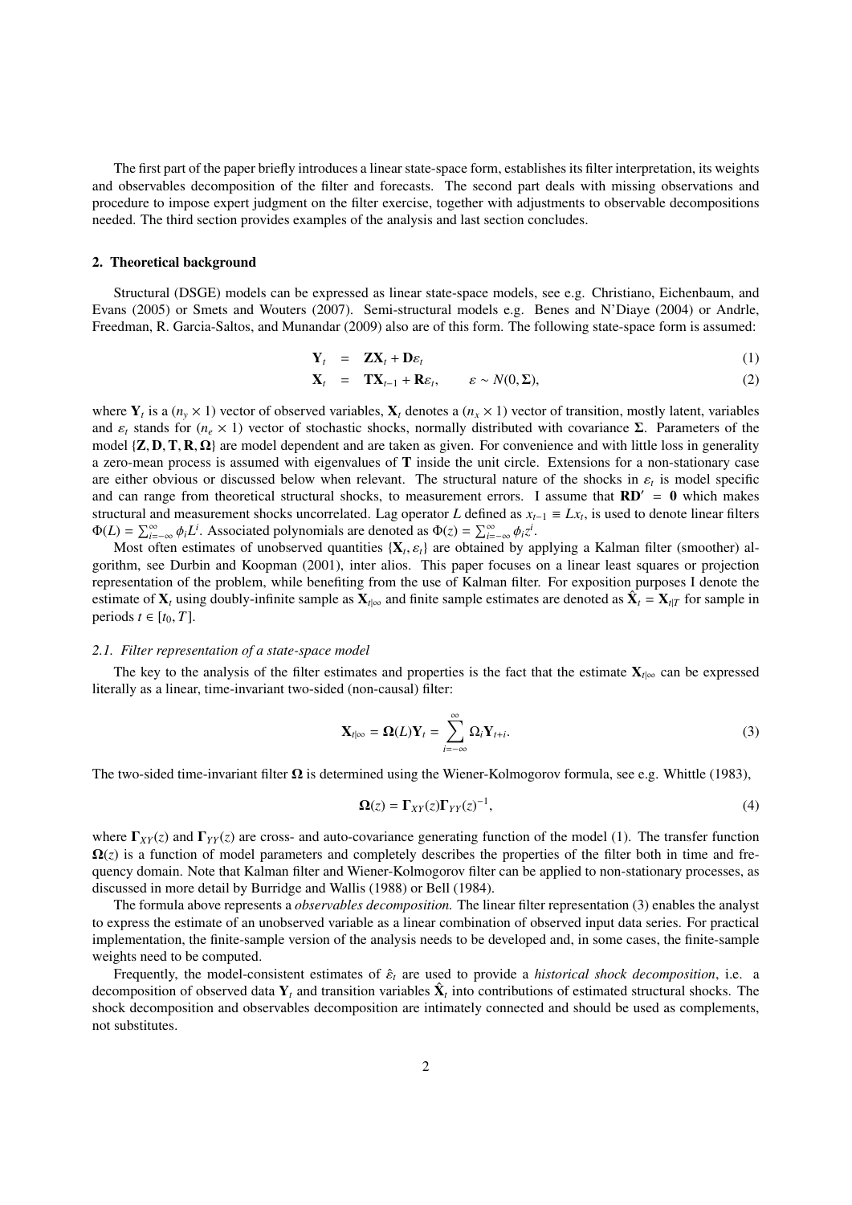The first part of the paper briefly introduces a linear state-space form, establishes its filter interpretation, its weights and observables decomposition of the filter and forecasts. The second part deals with missing observations and procedure to impose expert judgment on the filter exercise, together with adjustments to observable decompositions needed. The third section provides examples of the analysis and last section concludes.

## 2. Theoretical background

Structural (DSGE) models can be expressed as linear state-space models, see e.g. Christiano, Eichenbaum, and Evans (2005) or Smets and Wouters (2007). Semi-structural models e.g. Benes and N'Diaye (2004) or Andrle, Freedman, R. Garcia-Saltos, and Munandar (2009) also are of this form. The following state-space form is assumed:

$$
\begin{aligned}
\mathbf{Y}_t &= \mathbf{Z}\mathbf{X}_t + \mathbf{D}\varepsilon_t && (1)\\
\mathbf{X}_t &= \mathbf{T}\mathbf{X}_{t-1} + \mathbf{R}\varepsilon_t, \qquad \varepsilon \sim N(0, \mathbf{\Sigma}), && (2)
\end{aligned}
$$

where $\mathbf{Y}_t$ is a $(n_y \times 1)$ vector of observed variables, $\mathbf{X}_t$ denotes a $(n_x \times 1)$ vector of transition, mostly latent, variables and $\varepsilon_t$ stands for $(n_e \times 1)$ vector of stochastic shocks, normally distributed with covariance $\mathbf{\Sigma}$. Parameters of the model $\{\mathbf{Z}, \mathbf{D}, \mathbf{T}, \mathbf{R}, \mathbf{\Omega}\}$ are model dependent and are taken as given. For convenience and with little loss in generality a zero-mean process is assumed with eigenvalues of $\mathbf{T}$ inside the unit circle. Extensions for a non-stationary case are either obvious or discussed below when relevant. The structural nature of the shocks in $\varepsilon_t$ is model specific and can range from theoretical structural shocks, to measurement errors. I assume that $\mathbf{R}\mathbf{D}' = \mathbf{0}$ which makes structural and measurement shocks uncorrelated. Lag operator $L$ defined as $x_{t-1} \equiv Lx_t$, is used to denote linear filters $\Phi(L) = \sum_{i=-\infty}^{\infty} \phi_i L^i$. Associated polynomials are denoted as $\Phi(z) = \sum_{i=-\infty}^{\infty} \phi_i z^i$.

Most often estimates of unobserved quantities $\{\mathbf{X}_t, \varepsilon_t\}$ are obtained by applying a Kalman filter (smoother) algorithm, see Durbin and Koopman (2001), inter alios. This paper focuses on a linear least squares or projection representation of the problem, while benefiting from the use of Kalman filter. For exposition purposes I denote the estimate of $\mathbf{X}_t$ using doubly-infinite sample as $\mathbf{X}_{t|\infty}$ and finite sample estimates are denoted as $\hat{\mathbf{X}}_t = \mathbf{X}_{t|T}$ for sample in periods $t \in [t_0, T]$.

### 2.1. Filter representation of a state-space model

The key to the analysis of the filter estimates and properties is the fact that the estimate $\mathbf{X}_{t|\infty}$ can be expressed literally as a linear, time-invariant two-sided (non-causal) filter:

$$
\mathbf{X}_{t|\infty} = \mathbf{\Omega}(L)\mathbf{Y}_t = \sum_{i=-\infty}^{\infty} \Omega_i \mathbf{Y}_{t+i}. \tag{3}
$$

The two-sided time-invariant filter $\mathbf{\Omega}$ is determined using the Wiener-Kolmogorov formula, see e.g. Whittle (1983),

$$
\mathbf{\Omega}(z) = \mathbf{\Gamma}_{XY}(z)\mathbf{\Gamma}_{YY}(z)^{-1}, \tag{4}
$$

where $\mathbf{\Gamma}_{XY}(z)$ and $\mathbf{\Gamma}_{YY}(z)$ are cross- and auto-covariance generating function of the model (1). The transfer function $\mathbf{\Omega}(z)$ is a function of model parameters and completely describes the properties of the filter both in time and frequency domain. Note that Kalman filter and Wiener-Kolmogorov filter can be applied to non-stationary processes, as discussed in more detail by Burridge and Wallis (1988) or Bell (1984).

The formula above represents a *observables decomposition*. The linear filter representation (3) enables the analyst to express the estimate of an unobserved variable as a linear combination of observed input data series. For practical implementation, the finite-sample version of the analysis needs to be developed and, in some cases, the finite-sample weights need to be computed.

Frequently, the model-consistent estimates of $\hat{\varepsilon}_t$ are used to provide a *historical shock decomposition*, i.e. a decomposition of observed data $\mathbf{Y}_t$ and transition variables $\hat{\mathbf{X}}_t$ into contributions of estimated structural shocks. The shock decomposition and observables decomposition are intimately connected and should be used as complements, not substitutes.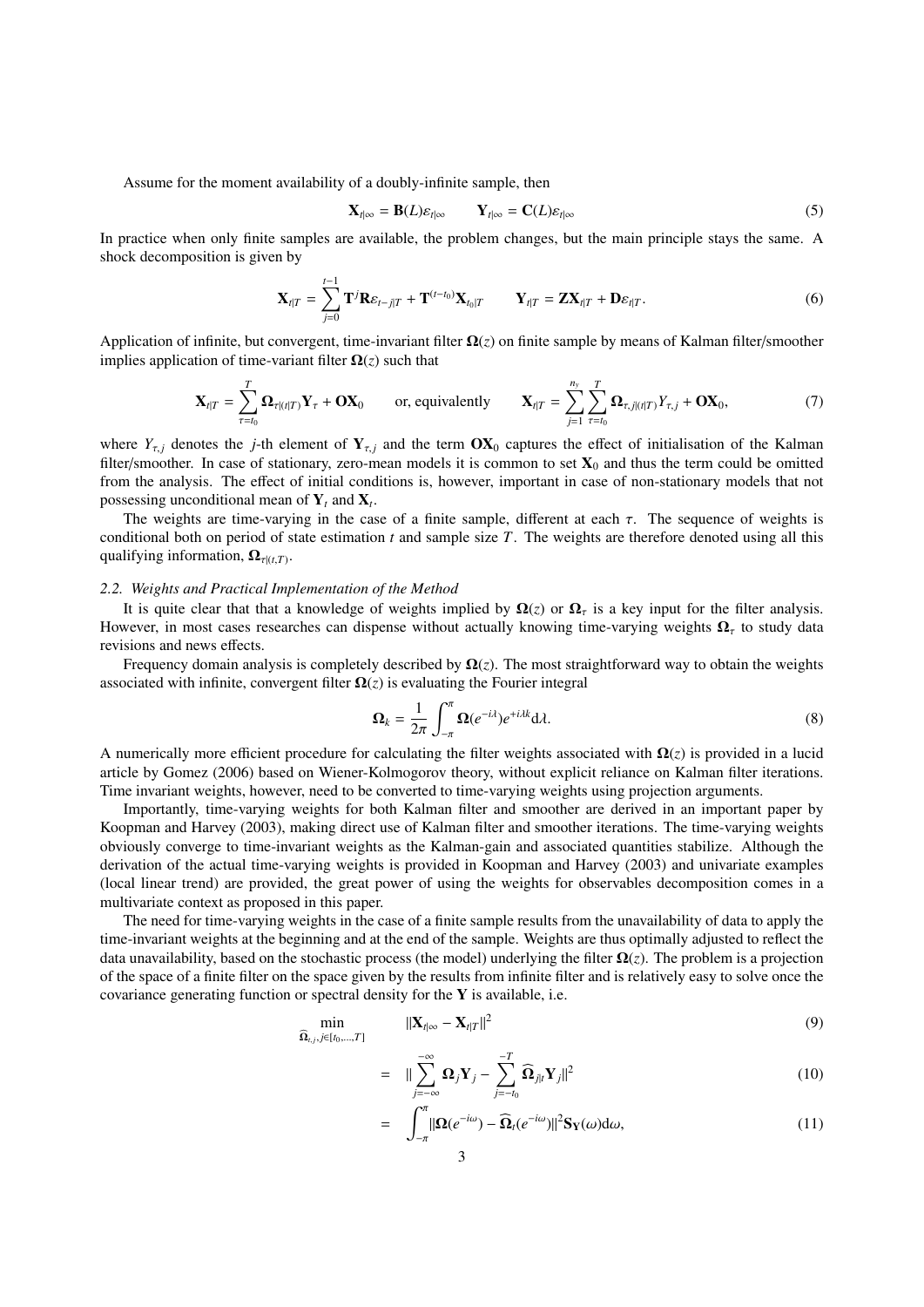Assume for the moment availability of a doubly-infinite sample, then

$$\mathbf{X}_{t|\infty} = \mathbf{B}(L)\varepsilon_{t|\infty} \qquad \mathbf{Y}_{t|\infty} = \mathbf{C}(L)\varepsilon_{t|\infty} \tag{5}$$

In practice when only finite samples are available, the problem changes, but the main principle stays the same. A shock decomposition is given by

$$\mathbf{X}_{t|T} = \sum_{j=0}^{t-1} \mathbf{T}^j \mathbf{R}\varepsilon_{t-j|T} + \mathbf{T}^{(t-t_0)}\mathbf{X}_{t_0|T} \qquad \mathbf{Y}_{t|T} = \mathbf{Z}\mathbf{X}_{t|T} + \mathbf{D}\varepsilon_{t|T}. \tag{6}$$

Application of infinite, but convergent, time-invariant filter $\mathbf{\Omega}(z)$ on finite sample by means of Kalman filter/smoother implies application of time-variant filter $\mathbf{\Omega}(z)$ such that

$$\mathbf{X}_{t|T} = \sum_{\tau=t_0}^{T} \mathbf{\Omega}_{\tau|(t|T)}\mathbf{Y}_\tau + \mathbf{O}\mathbf{X}_0 \qquad \text{or, equivalently} \qquad \mathbf{X}_{t|T} = \sum_{j=1}^{n_y}\sum_{\tau=t_0}^{T} \mathbf{\Omega}_{\tau,j|(t|T)}Y_{\tau,j} + \mathbf{O}\mathbf{X}_0, \tag{7}$$

where $Y_{\tau,j}$ denotes the $j$-th element of $\mathbf{Y}_{\tau,j}$ and the term $\mathbf{O}\mathbf{X}_0$ captures the effect of initialisation of the Kalman filter/smoother. In case of stationary, zero-mean models it is common to set $\mathbf{X}_0$ and thus the term could be omitted from the analysis. The effect of initial conditions is, however, important in case of non-stationary models that not possessing unconditional mean of $\mathbf{Y}_t$ and $\mathbf{X}_t$.

The weights are time-varying in the case of a finite sample, different at each $\tau$. The sequence of weights is conditional both on period of state estimation $t$ and sample size $T$. The weights are therefore denoted using all this qualifying information, $\mathbf{\Omega}_{\tau|(t,T)}$.

### 2.2. Weights and Practical Implementation of the Method

It is quite clear that that a knowledge of weights implied by $\mathbf{\Omega}(z)$ or $\mathbf{\Omega}_\tau$ is a key input for the filter analysis. However, in most cases researches can dispense without actually knowing time-varying weights $\mathbf{\Omega}_\tau$ to study data revisions and news effects.

Frequency domain analysis is completely described by $\mathbf{\Omega}(z)$. The most straightforward way to obtain the weights associated with infinite, convergent filter $\mathbf{\Omega}(z)$ is evaluating the Fourier integral

$$\mathbf{\Omega}_k = \frac{1}{2\pi}\int_{-\pi}^{\pi} \mathbf{\Omega}(e^{-i\lambda})e^{+i\lambda k}\mathrm{d}\lambda. \tag{8}$$

A numerically more efficient procedure for calculating the filter weights associated with $\mathbf{\Omega}(z)$ is provided in a lucid article by Gomez (2006) based on Wiener-Kolmogorov theory, without explicit reliance on Kalman filter iterations. Time invariant weights, however, need to be converted to time-varying weights using projection arguments.

Importantly, time-varying weights for both Kalman filter and smoother are derived in an important paper by Koopman and Harvey (2003), making direct use of Kalman filter and smoother iterations. The time-varying weights obviously converge to time-invariant weights as the Kalman-gain and associated quantities stabilize. Although the derivation of the actual time-varying weights is provided in Koopman and Harvey (2003) and univariate examples (local linear trend) are provided, the great power of using the weights for observables decomposition comes in a multivariate context as proposed in this paper.

The need for time-varying weights in the case of a finite sample results from the unavailability of data to apply the time-invariant weights at the beginning and at the end of the sample. Weights are thus optimally adjusted to reflect the data unavailability, based on the stochastic process (the model) underlying the filter $\mathbf{\Omega}(z)$. The problem is a projection of the space of a finite filter on the space given by the results from infinite filter and is relatively easy to solve once the covariance generating function or spectral density for the $\mathbf{Y}$ is available, i.e.

$$\min_{\widehat{\mathbf{\Omega}}_{t,j},\, j\in[t_0,\ldots,T]} \qquad ||\mathbf{X}_{t|\infty} - \mathbf{X}_{t|T}||^2 \tag{9}$$

$$= \quad ||\sum_{j=-\infty}^{-\infty} \mathbf{\Omega}_j \mathbf{Y}_j - \sum_{j=-t_0}^{-T} \widehat{\mathbf{\Omega}}_{j|t}\mathbf{Y}_j||^2 \tag{10}$$

$$= \quad \int_{-\pi}^{\pi} ||\mathbf{\Omega}(e^{-i\omega}) - \widehat{\mathbf{\Omega}}_t(e^{-i\omega})||^2 \mathbf{S}_{\mathbf{Y}}(\omega)\mathrm{d}\omega, \tag{11}$$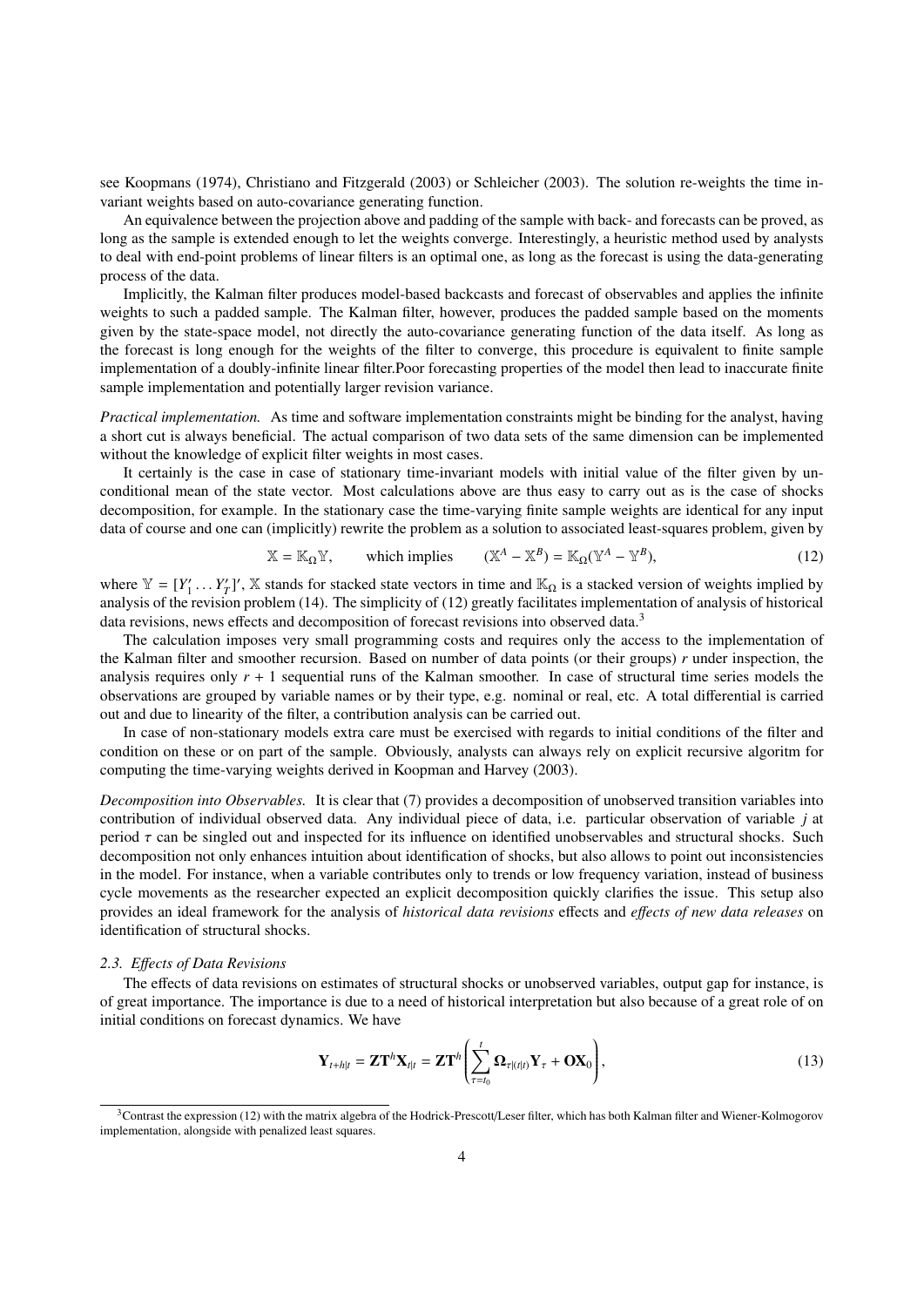see Koopmans (1974), Christiano and Fitzgerald (2003) or Schleicher (2003). The solution re-weights the time invariant weights based on auto-covariance generating function.

An equivalence between the projection above and padding of the sample with back- and forecasts can be proved, as long as the sample is extended enough to let the weights converge. Interestingly, a heuristic method used by analysts to deal with end-point problems of linear filters is an optimal one, as long as the forecast is using the data-generating process of the data.

Implicitly, the Kalman filter produces model-based backcasts and forecast of observables and applies the infinite weights to such a padded sample. The Kalman filter, however, produces the padded sample based on the moments given by the state-space model, not directly the auto-covariance generating function of the data itself. As long as the forecast is long enough for the weights of the filter to converge, this procedure is equivalent to finite sample implementation of a doubly-infinite linear filter.Poor forecasting properties of the model then lead to inaccurate finite sample implementation and potentially larger revision variance.

*Practical implementation.* As time and software implementation constraints might be binding for the analyst, having a short cut is always beneficial. The actual comparison of two data sets of the same dimension can be implemented without the knowledge of explicit filter weights in most cases.

It certainly is the case in case of stationary time-invariant models with initial value of the filter given by unconditional mean of the state vector. Most calculations above are thus easy to carry out as is the case of shocks decomposition, for example. In the stationary case the time-varying finite sample weights are identical for any input data of course and one can (implicitly) rewrite the problem as a solution to associated least-squares problem, given by

$$\mathbb{X} = \mathbb{K}_{\Omega}\mathbb{Y}, \qquad \text{which implies} \qquad (\mathbb{X}^A - \mathbb{X}^B) = \mathbb{K}_{\Omega}(\mathbb{Y}^A - \mathbb{Y}^B), \tag{12}$$

where $\mathbb{Y} = [Y_1' \dots Y_T']'$, $\mathbb{X}$ stands for stacked state vectors in time and $\mathbb{K}_{\Omega}$ is a stacked version of weights implied by analysis of the revision problem (14). The simplicity of (12) greatly facilitates implementation of analysis of historical data revisions, news effects and decomposition of forecast revisions into observed data.[3]

The calculation imposes very small programming costs and requires only the access to the implementation of the Kalman filter and smoother recursion. Based on number of data points (or their groups) $r$ under inspection, the analysis requires only $r + 1$ sequential runs of the Kalman smoother. In case of structural time series models the observations are grouped by variable names or by their type, e.g. nominal or real, etc. A total differential is carried out and due to linearity of the filter, a contribution analysis can be carried out.

In case of non-stationary models extra care must be exercised with regards to initial conditions of the filter and condition on these or on part of the sample. Obviously, analysts can always rely on explicit recursive algoritm for computing the time-varying weights derived in Koopman and Harvey (2003).

*Decomposition into Observables.* It is clear that (7) provides a decomposition of unobserved transition variables into contribution of individual observed data. Any individual piece of data, i.e. particular observation of variable $j$ at period $\tau$ can be singled out and inspected for its influence on identified unobservables and structural shocks. Such decomposition not only enhances intuition about identification of shocks, but also allows to point out inconsistencies in the model. For instance, when a variable contributes only to trends or low frequency variation, instead of business cycle movements as the researcher expected an explicit decomposition quickly clarifies the issue. This setup also provides an ideal framework for the analysis of *historical data revisions* effects and *effects of new data releases* on identification of structural shocks.

### 2.3. Effects of Data Revisions

The effects of data revisions on estimates of structural shocks or unobserved variables, output gap for instance, is of great importance. The importance is due to a need of historical interpretation but also because of a great role of on initial conditions on forecast dynamics. We have

$$\mathbf{Y}_{t+h|t} = \mathbf{Z}\mathbf{T}^h\mathbf{X}_{t|t} = \mathbf{Z}\mathbf{T}^h\left(\sum_{\tau=t_0}^{t}\mathbf{\Omega}_{\tau|(t|t)}\mathbf{Y}_{\tau} + \mathbf{O}\mathbf{X}_0\right), \tag{13}$$

[3] Contrast the expression (12) with the matrix algebra of the Hodrick-Prescott/Leser filter, which has both Kalman filter and Wiener-Kolmogorov implementation, alongside with penalized least squares.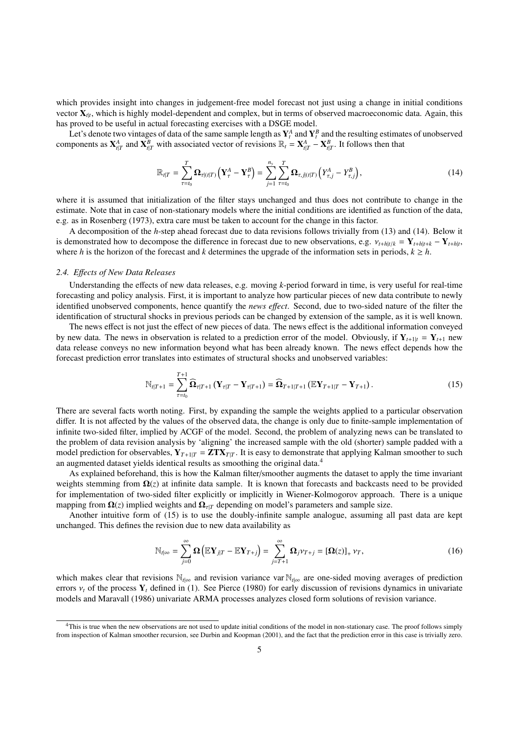which provides insight into changes in judgement-free model forecast not just using a change in initial conditions vector $\mathbf{X}_{t|t}$, which is highly model-dependent and complex, but in terms of observed macroeconomic data. Again, this has proved to be useful in actual forecasting exercises with a DSGE model.

Let's denote two vintages of data of the same sample length as $\mathbf{Y}_t^A$ and $\mathbf{Y}_t^B$ and the resulting estimates of unobserved components as $\mathbf{X}_{t|T}^A$ and $\mathbf{X}_{t|T}^B$ with associated vector of revisions $\mathbb{R}_t = \mathbf{X}_{t|T}^A - \mathbf{X}_{t|T}^B$. It follows then that

$$\mathbb{R}_{t|T} = \sum_{\tau=t_0}^{T} \mathbf{\Omega}_{\tau|(t|T)} \left(\mathbf{Y}_\tau^A - \mathbf{Y}_\tau^B\right) = \sum_{j=1}^{n_y} \sum_{\tau=t_0}^{T} \mathbf{\Omega}_{\tau,j|(t|T)} \left(Y_{\tau,j}^A - Y_{\tau,j}^B\right), \tag{14}$$

where it is assumed that initialization of the filter stays unchanged and thus does not contribute to change in the estimate. Note that in case of non-stationary models where the initial conditions are identified as function of the data, e.g. as in Rosenberg (1973), extra care must be taken to account for the change in this factor.

A decomposition of the $h$-step ahead forecast due to data revisions follows trivially from (13) and (14). Below it is demonstrated how to decompose the difference in forecast due to new observations, e.g. $\nu_{t+h|t/k} = \mathbf{Y}_{t+h|t+k} - \mathbf{Y}_{t+h|t}$, where $h$ is the horizon of the forecast and $k$ determines the upgrade of the information sets in periods, $k \geq h$.

### 2.4. Effects of New Data Releases

Understanding the effects of new data releases, e.g. moving $k$-period forward in time, is very useful for real-time forecasting and policy analysis. First, it is important to analyze how particular pieces of new data contribute to newly identified unobserved components, hence quantify the *news effect*. Second, due to two-sided nature of the filter the identification of structural shocks in previous periods can be changed by extension of the sample, as it is well known.

The news effect is not just the effect of new pieces of data. The news effect is the additional information conveyed by new data. The news in observation is related to a prediction error of the model. Obviously, if $\mathbf{Y}_{t+1|t} = \mathbf{Y}_{t+1}$ new data release conveys no new information beyond what has been already known. The news effect depends how the forecast prediction error translates into estimates of structural shocks and unobserved variables:

$$\mathbb{N}_{t|T+1} = \sum_{\tau=t_0}^{T+1} \widehat{\mathbf{\Omega}}_{\tau|T+1} \left(\mathbf{Y}_{\tau|T} - \mathbf{Y}_{\tau|T+1}\right) = \widehat{\mathbf{\Omega}}_{T+1|T+1} \left(\mathbb{E}\mathbf{Y}_{T+1|T} - \mathbf{Y}_{T+1}\right). \tag{15}$$

There are several facts worth noting. First, by expanding the sample the weights applied to a particular observation differ. It is not affected by the values of the observed data, the change is only due to finite-sample implementation of infinite two-sided filter, implied by ACGF of the model. Second, the problem of analyzing news can be translated to the problem of data revision analysis by 'aligning' the increased sample with the old (shorter) sample padded with a model prediction for observables, $\mathbf{Y}_{T+1|T} = \mathbf{ZTX}_{T|T}$. It is easy to demonstrate that applying Kalman smoother to such an augmented dataset yields identical results as smoothing the original data.[4]

As explained beforehand, this is how the Kalman filter/smoother augments the dataset to apply the time invariant weights stemming from $\mathbf{\Omega}(z)$ at infinite data sample. It is known that forecasts and backcasts need to be provided for implementation of two-sided filter explicitly or implicitly in Wiener-Kolmogorov approach. There is a unique mapping from $\mathbf{\Omega}(z)$ implied weights and $\mathbf{\Omega}_{\tau|T}$ depending on model's parameters and sample size.

Another intuitive form of (15) is to use the doubly-infinite sample analogue, assuming all past data are kept unchanged. This defines the revision due to new data availability as

$$\mathbb{N}_{t|\infty} = \sum_{j=0}^{\infty} \mathbf{\Omega} \left(\mathbb{E}\mathbf{Y}_{j|T} - \mathbb{E}\mathbf{Y}_{T+j}\right) = \sum_{j=T+1}^{\infty} \mathbf{\Omega}_j \nu_{T+j} = [\mathbf{\Omega}(z)]_+ \, \nu_T, \tag{16}$$

which makes clear that revisions $\mathbb{N}_{t|\infty}$ and revision variance $\operatorname{var} \mathbb{N}_{t|\infty}$ are one-sided moving averages of prediction errors $\nu_t$ of the process $\mathbf{Y}_t$ defined in (1). See Pierce (1980) for early discussion of revisions dynamics in univariate models and Maravall (1986) univariate ARMA processes analyzes closed form solutions of revision variance.

---

[4] This is true when the new observations are not used to update initial conditions of the model in non-stationary case. The proof follows simply from inspection of Kalman smoother recursion, see Durbin and Koopman (2001), and the fact that the prediction error in this case is trivially zero.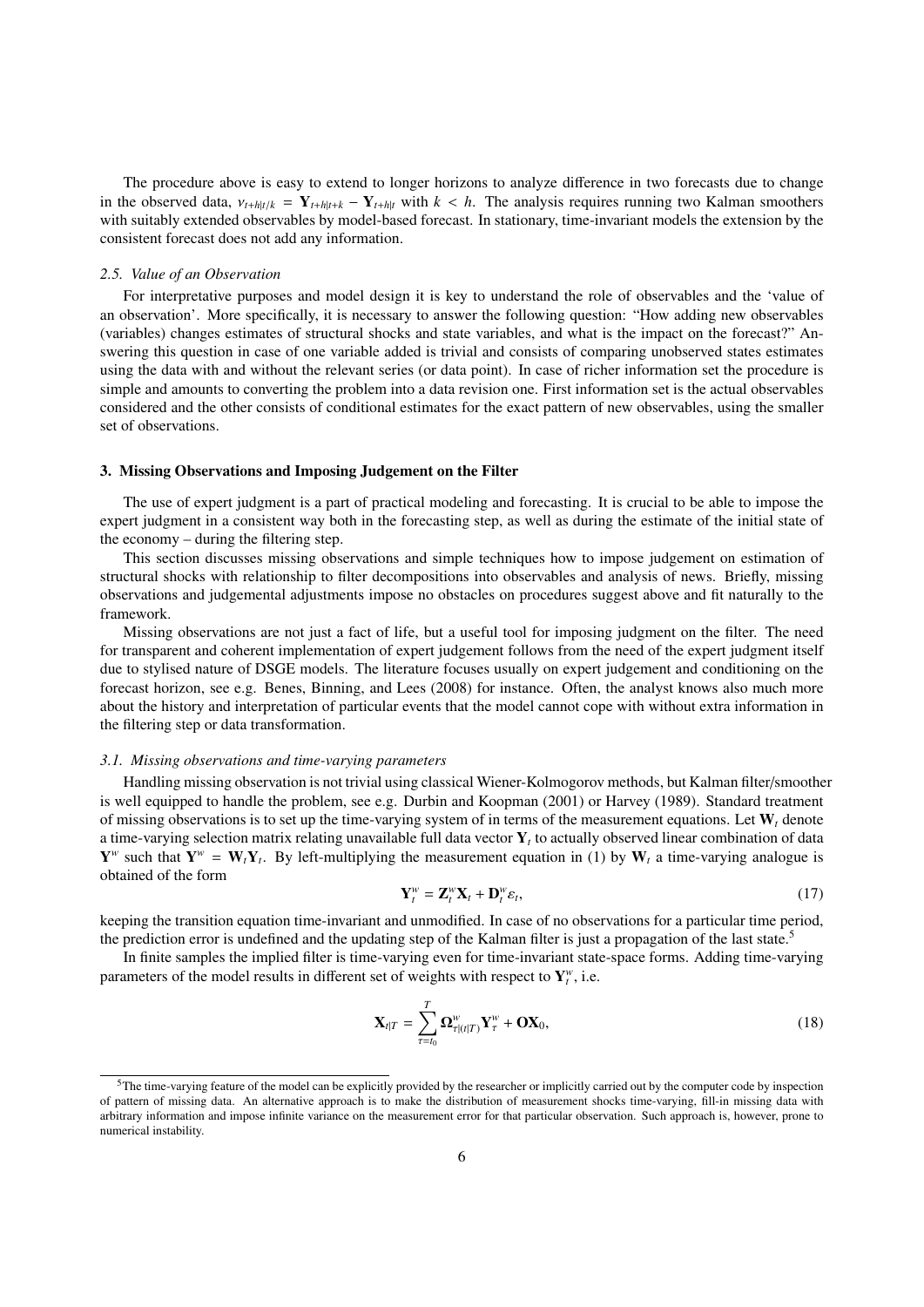The procedure above is easy to extend to longer horizons to analyze difference in two forecasts due to change in the observed data, $\nu_{t+h|t/k} = \mathbf{Y}_{t+h|t+k} - \mathbf{Y}_{t+h|t}$ with $k < h$. The analysis requires running two Kalman smoothers with suitably extended observables by model-based forecast. In stationary, time-invariant models the extension by the consistent forecast does not add any information.

### *2.5. Value of an Observation*

For interpretative purposes and model design it is key to understand the role of observables and the 'value of an observation'. More specifically, it is necessary to answer the following question: "How adding new observables (variables) changes estimates of structural shocks and state variables, and what is the impact on the forecast?" Answering this question in case of one variable added is trivial and consists of comparing unobserved states estimates using the data with and without the relevant series (or data point). In case of richer information set the procedure is simple and amounts to converting the problem into a data revision one. First information set is the actual observables considered and the other consists of conditional estimates for the exact pattern of new observables, using the smaller set of observations.

## 3. Missing Observations and Imposing Judgement on the Filter

The use of expert judgment is a part of practical modeling and forecasting. It is crucial to be able to impose the expert judgment in a consistent way both in the forecasting step, as well as during the estimate of the initial state of the economy – during the filtering step.

This section discusses missing observations and simple techniques how to impose judgement on estimation of structural shocks with relationship to filter decompositions into observables and analysis of news. Briefly, missing observations and judgemental adjustments impose no obstacles on procedures suggest above and fit naturally to the framework.

Missing observations are not just a fact of life, but a useful tool for imposing judgment on the filter. The need for transparent and coherent implementation of expert judgement follows from the need of the expert judgment itself due to stylised nature of DSGE models. The literature focuses usually on expert judgement and conditioning on the forecast horizon, see e.g. Benes, Binning, and Lees (2008) for instance. Often, the analyst knows also much more about the history and interpretation of particular events that the model cannot cope with without extra information in the filtering step or data transformation.

### *3.1. Missing observations and time-varying parameters*

Handling missing observation is not trivial using classical Wiener-Kolmogorov methods, but Kalman filter/smoother is well equipped to handle the problem, see e.g. Durbin and Koopman (2001) or Harvey (1989). Standard treatment of missing observations is to set up the time-varying system of in terms of the measurement equations. Let $\mathbf{W}_t$ denote a time-varying selection matrix relating unavailable full data vector $\mathbf{Y}_t$ to actually observed linear combination of data $\mathbf{Y}^w$ such that $\mathbf{Y}^w = \mathbf{W}_t\mathbf{Y}_t$. By left-multiplying the measurement equation in (1) by $\mathbf{W}_t$ a time-varying analogue is obtained of the form

$$\mathbf{Y}_t^w = \mathbf{Z}_t^w\mathbf{X}_t + \mathbf{D}_t^w\varepsilon_t, \tag{17}$$

keeping the transition equation time-invariant and unmodified. In case of no observations for a particular time period, the prediction error is undefined and the updating step of the Kalman filter is just a propagation of the last state.[5]

In finite samples the implied filter is time-varying even for time-invariant state-space forms. Adding time-varying parameters of the model results in different set of weights with respect to $\mathbf{Y}_t^w$, i.e.

$$\mathbf{X}_{t|T} = \sum_{\tau=t_0}^{T} \mathbf{\Omega}^w_{\tau|(t|T)}\mathbf{Y}_\tau^w + \mathbf{O}\mathbf{X}_0, \tag{18}$$

[5]The time-varying feature of the model can be explicitly provided by the researcher or implicitly carried out by the computer code by inspection of pattern of missing data. An alternative approach is to make the distribution of measurement shocks time-varying, fill-in missing data with arbitrary information and impose infinite variance on the measurement error for that particular observation. Such approach is, however, prone to numerical instability.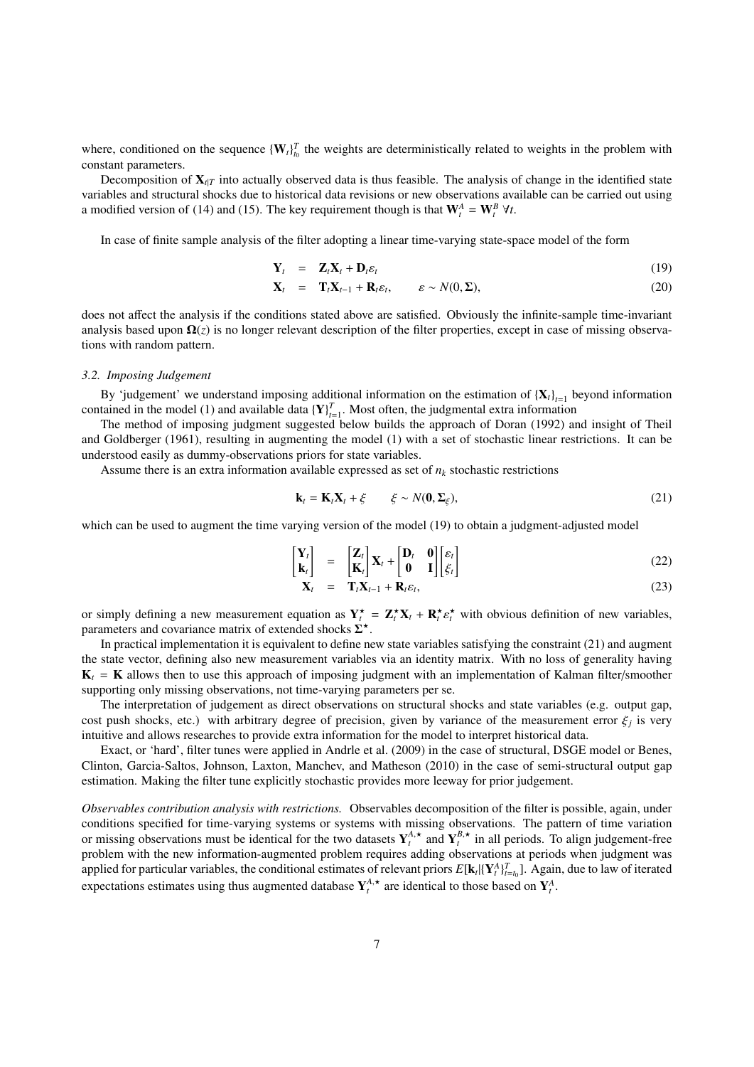where, conditioned on the sequence $\{\mathbf{W}_t\}_{t_0}^T$ the weights are deterministically related to weights in the problem with constant parameters.

Decomposition of $\mathbf{X}_{t|T}$ into actually observed data is thus feasible. The analysis of change in the identified state variables and structural shocks due to historical data revisions or new observations available can be carried out using a modified version of (14) and (15). The key requirement though is that $\mathbf{W}_t^A = \mathbf{W}_t^B \ \forall t$.

In case of finite sample analysis of the filter adopting a linear time-varying state-space model of the form

$$
\begin{aligned}
\mathbf{Y}_t &= \mathbf{Z}_t \mathbf{X}_t + \mathbf{D}_t \varepsilon_t & (19)\\
\mathbf{X}_t &= \mathbf{T}_t \mathbf{X}_{t-1} + \mathbf{R}_t \varepsilon_t, \qquad \varepsilon \sim N(0, \mathbf{\Sigma}), & (20)
\end{aligned}
$$

does not affect the analysis if the conditions stated above are satisfied. Obviously the infinite-sample time-invariant analysis based upon $\mathbf{\Omega}(z)$ is no longer relevant description of the filter properties, except in case of missing observations with random pattern.

### *3.2. Imposing Judgement*

By 'judgement' we understand imposing additional information on the estimation of $\{\mathbf{X}_t\}_{t=1}$ beyond information contained in the model (1) and available data $\{\mathbf{Y}\}_{t=1}^T$. Most often, the judgmental extra information

The method of imposing judgment suggested below builds the approach of Doran (1992) and insight of Theil and Goldberger (1961), resulting in augmenting the model (1) with a set of stochastic linear restrictions. It can be understood easily as dummy-observations priors for state variables.

Assume there is an extra information available expressed as set of $n_k$ stochastic restrictions

$$
\mathbf{k}_t = \mathbf{K}_t \mathbf{X}_t + \xi \qquad \xi \sim N(\mathbf{0}, \mathbf{\Sigma}_\xi), \tag{21}
$$

which can be used to augment the time varying version of the model (19) to obtain a judgment-adjusted model

$$
\begin{aligned}
\begin{bmatrix} \mathbf{Y}_t \\ \mathbf{k}_t \end{bmatrix} &= \begin{bmatrix} \mathbf{Z}_t \\ \mathbf{K}_t \end{bmatrix} \mathbf{X}_t + \begin{bmatrix} \mathbf{D}_t & \mathbf{0} \\ \mathbf{0} & \mathbf{I} \end{bmatrix} \begin{bmatrix} \varepsilon_t \\ \xi_t \end{bmatrix} & (22)\\
\mathbf{X}_t &= \mathbf{T}_t \mathbf{X}_{t-1} + \mathbf{R}_t \varepsilon_t, & (23)
\end{aligned}
$$

or simply defining a new measurement equation as $\mathbf{Y}_t^\star = \mathbf{Z}_t^\star \mathbf{X}_t + \mathbf{R}_t^\star \varepsilon_t^\star$ with obvious definition of new variables, parameters and covariance matrix of extended shocks $\mathbf{\Sigma}^\star$.

In practical implementation it is equivalent to define new state variables satisfying the constraint (21) and augment the state vector, defining also new measurement variables via an identity matrix. With no loss of generality having $\mathbf{K}_t = \mathbf{K}$ allows then to use this approach of imposing judgment with an implementation of Kalman filter/smoother supporting only missing observations, not time-varying parameters per se.

The interpretation of judgement as direct observations on structural shocks and state variables (e.g. output gap, cost push shocks, etc.) with arbitrary degree of precision, given by variance of the measurement error $\xi_j$ is very intuitive and allows researches to provide extra information for the model to interpret historical data.

Exact, or 'hard', filter tunes were applied in Andrle et al. (2009) in the case of structural, DSGE model or Benes, Clinton, Garcia-Saltos, Johnson, Laxton, Manchev, and Matheson (2010) in the case of semi-structural output gap estimation. Making the filter tune explicitly stochastic provides more leeway for prior judgement.

*Observables contribution analysis with restrictions.* Observables decomposition of the filter is possible, again, under conditions specified for time-varying systems or systems with missing observations. The pattern of time variation or missing observations must be identical for the two datasets $\mathbf{Y}_t^{A,\star}$ and $\mathbf{Y}_t^{B,\star}$ in all periods. To align judgement-free problem with the new information-augmented problem requires adding observations at periods when judgment was applied for particular variables, the conditional estimates of relevant priors $E[\mathbf{k}_t | \{\mathbf{Y}_t^A\}_{t=t_0}^T]$. Again, due to law of iterated expectations estimates using thus augmented database $\mathbf{Y}_t^{A,\star}$ are identical to those based on $\mathbf{Y}_t^A$.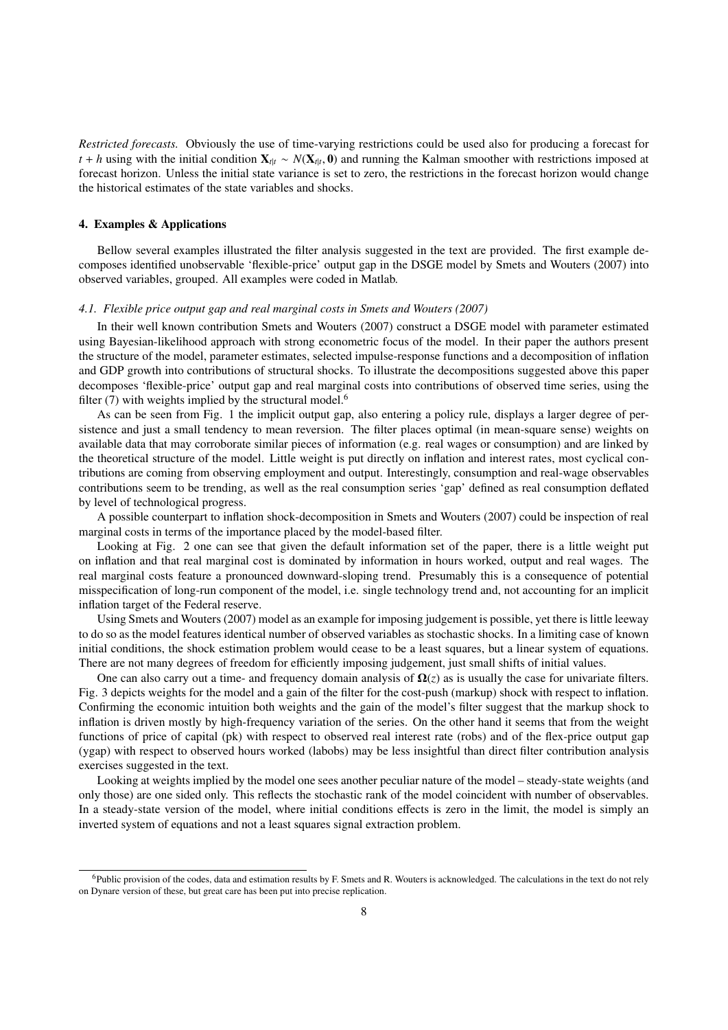*Restricted forecasts.* Obviously the use of time-varying restrictions could be used also for producing a forecast for $t + h$ using with the initial condition $\mathbf{X}_{t|t} \sim N(\mathbf{X}_{t|t}, \mathbf{0})$ and running the Kalman smoother with restrictions imposed at forecast horizon. Unless the initial state variance is set to zero, the restrictions in the forecast horizon would change the historical estimates of the state variables and shocks.

## 4. Examples & Applications

Bellow several examples illustrated the filter analysis suggested in the text are provided. The first example decomposes identified unobservable 'flexible-price' output gap in the DSGE model by Smets and Wouters (2007) into observed variables, grouped. All examples were coded in Matlab.

### *4.1. Flexible price output gap and real marginal costs in Smets and Wouters (2007)*

In their well known contribution Smets and Wouters (2007) construct a DSGE model with parameter estimated using Bayesian-likelihood approach with strong econometric focus of the model. In their paper the authors present the structure of the model, parameter estimates, selected impulse-response functions and a decomposition of inflation and GDP growth into contributions of structural shocks. To illustrate the decompositions suggested above this paper decomposes 'flexible-price' output gap and real marginal costs into contributions of observed time series, using the filter (7) with weights implied by the structural model.[6]

As can be seen from Fig. 1 the implicit output gap, also entering a policy rule, displays a larger degree of persistence and just a small tendency to mean reversion. The filter places optimal (in mean-square sense) weights on available data that may corroborate similar pieces of information (e.g. real wages or consumption) and are linked by the theoretical structure of the model. Little weight is put directly on inflation and interest rates, most cyclical contributions are coming from observing employment and output. Interestingly, consumption and real-wage observables contributions seem to be trending, as well as the real consumption series 'gap' defined as real consumption deflated by level of technological progress.

A possible counterpart to inflation shock-decomposition in Smets and Wouters (2007) could be inspection of real marginal costs in terms of the importance placed by the model-based filter.

Looking at Fig. 2 one can see that given the default information set of the paper, there is a little weight put on inflation and that real marginal cost is dominated by information in hours worked, output and real wages. The real marginal costs feature a pronounced downward-sloping trend. Presumably this is a consequence of potential misspecification of long-run component of the model, i.e. single technology trend and, not accounting for an implicit inflation target of the Federal reserve.

Using Smets and Wouters (2007) model as an example for imposing judgement is possible, yet there is little leeway to do so as the model features identical number of observed variables as stochastic shocks. In a limiting case of known initial conditions, the shock estimation problem would cease to be a least squares, but a linear system of equations. There are not many degrees of freedom for efficiently imposing judgement, just small shifts of initial values.

One can also carry out a time- and frequency domain analysis of $\mathbf{\Omega}(z)$ as is usually the case for univariate filters. Fig. 3 depicts weights for the model and a gain of the filter for the cost-push (markup) shock with respect to inflation. Confirming the economic intuition both weights and the gain of the model's filter suggest that the markup shock to inflation is driven mostly by high-frequency variation of the series. On the other hand it seems that from the weight functions of price of capital (pk) with respect to observed real interest rate (robs) and of the flex-price output gap (ygap) with respect to observed hours worked (labobs) may be less insightful than direct filter contribution analysis exercises suggested in the text.

Looking at weights implied by the model one sees another peculiar nature of the model – steady-state weights (and only those) are one sided only. This reflects the stochastic rank of the model coincident with number of observables. In a steady-state version of the model, where initial conditions effects is zero in the limit, the model is simply an inverted system of equations and not a least squares signal extraction problem.

[6] Public provision of the codes, data and estimation results by F. Smets and R. Wouters is acknowledged. The calculations in the text do not rely on Dynare version of these, but great care has been put into precise replication.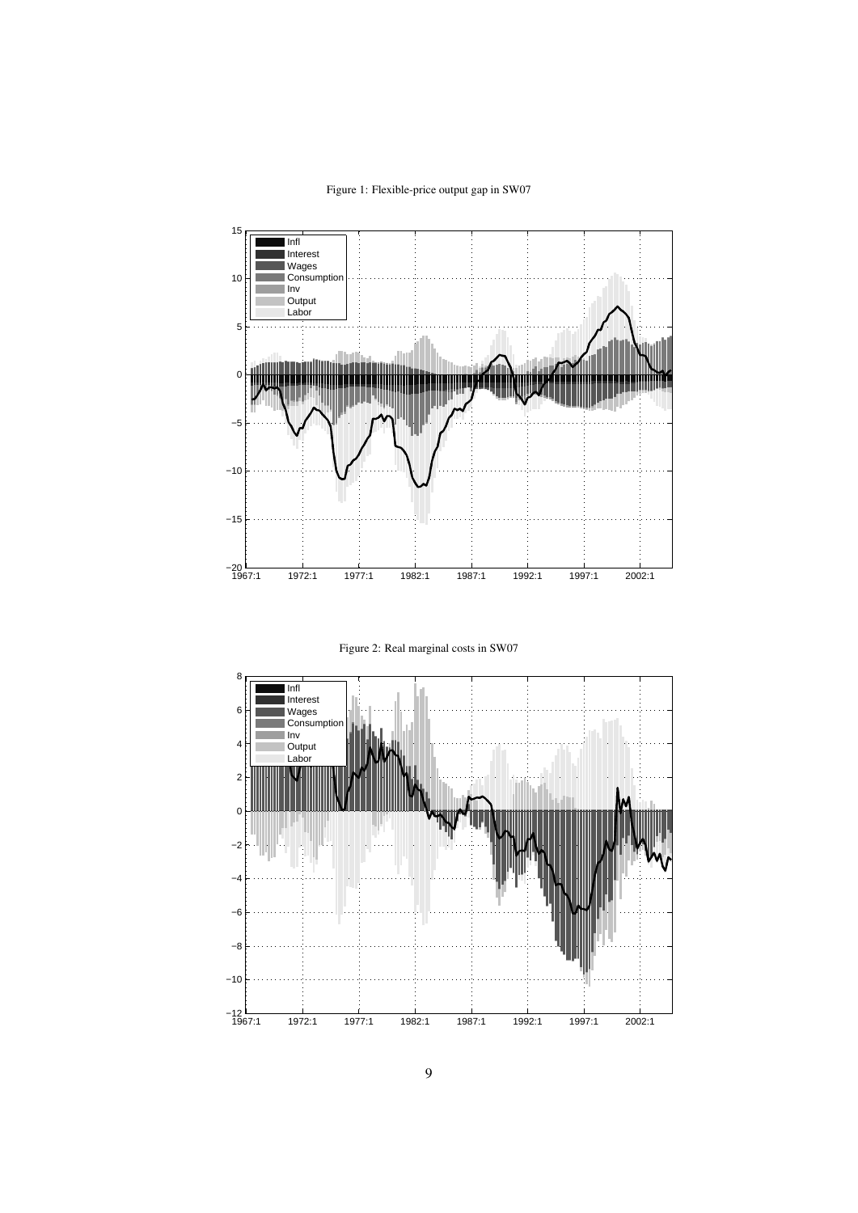Figure 1: Flexible-price output gap in SW07

Figure 2: Real marginal costs in SW07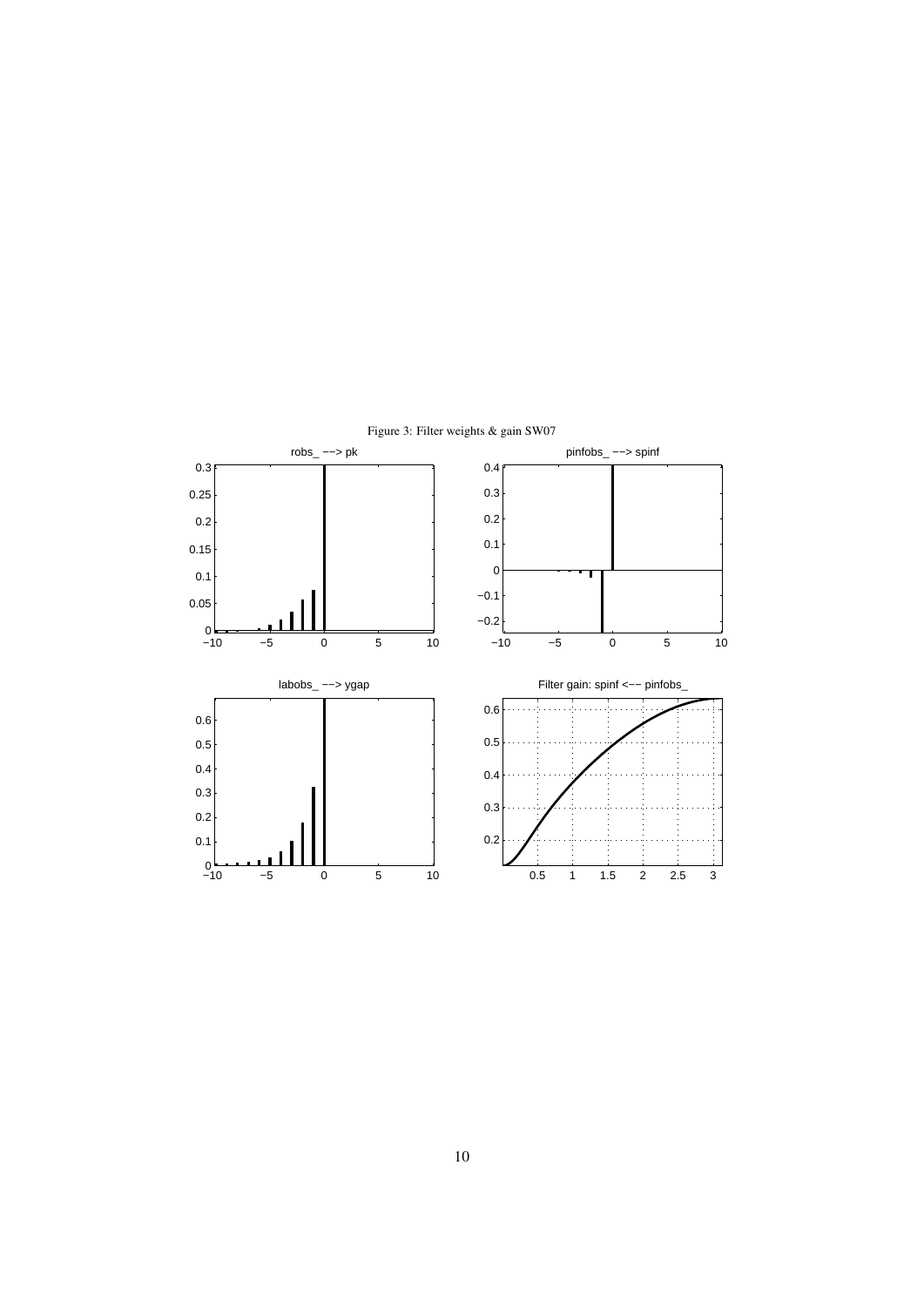Figure 3: Filter weights & gain SW07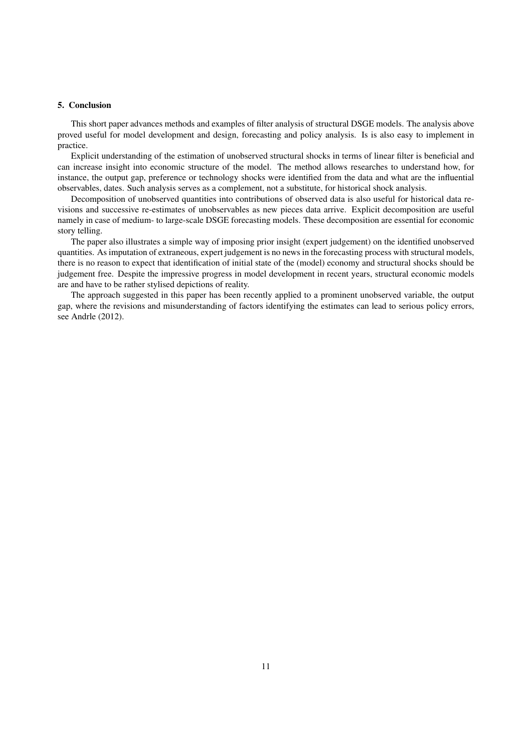## 5. Conclusion

This short paper advances methods and examples of filter analysis of structural DSGE models. The analysis above proved useful for model development and design, forecasting and policy analysis. Is is also easy to implement in practice.

Explicit understanding of the estimation of unobserved structural shocks in terms of linear filter is beneficial and can increase insight into economic structure of the model. The method allows researches to understand how, for instance, the output gap, preference or technology shocks were identified from the data and what are the influential observables, dates. Such analysis serves as a complement, not a substitute, for historical shock analysis.

Decomposition of unobserved quantities into contributions of observed data is also useful for historical data revisions and successive re-estimates of unobservables as new pieces data arrive. Explicit decomposition are useful namely in case of medium- to large-scale DSGE forecasting models. These decomposition are essential for economic story telling.

The paper also illustrates a simple way of imposing prior insight (expert judgement) on the identified unobserved quantities. As imputation of extraneous, expert judgement is no news in the forecasting process with structural models, there is no reason to expect that identification of initial state of the (model) economy and structural shocks should be judgement free. Despite the impressive progress in model development in recent years, structural economic models are and have to be rather stylised depictions of reality.

The approach suggested in this paper has been recently applied to a prominent unobserved variable, the output gap, where the revisions and misunderstanding of factors identifying the estimates can lead to serious policy errors, see Andrle (2012).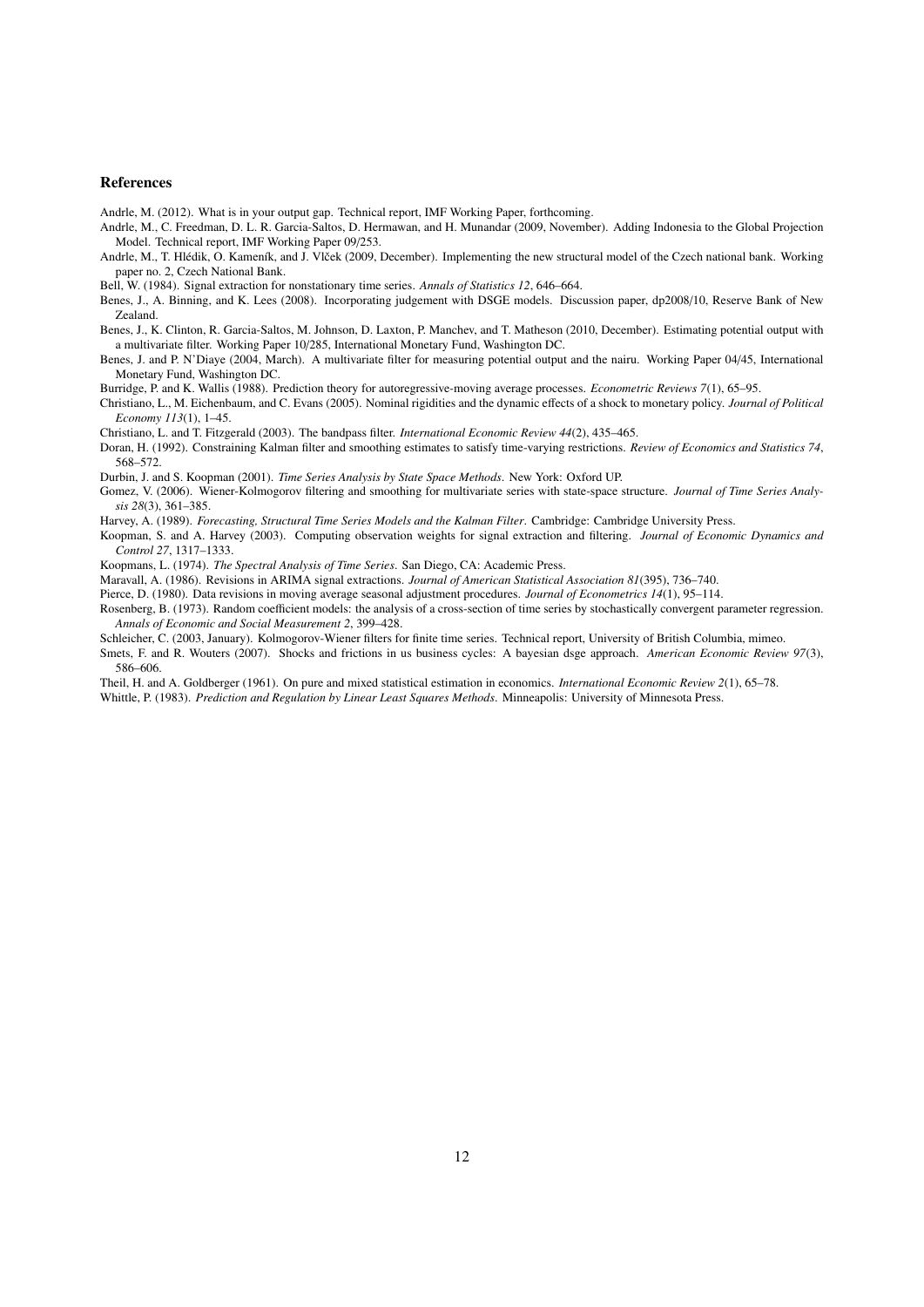## References

Andrle, M. (2012). What is in your output gap. Technical report, IMF Working Paper, forthcoming.

Andrle, M., C. Freedman, D. L. R. Garcia-Saltos, D. Hermawan, and H. Munandar (2009, November). Adding Indonesia to the Global Projection Model. Technical report, IMF Working Paper 09/253.

Andrle, M., T. Hlédik, O. Kameník, and J. Vlček (2009, December). Implementing the new structural model of the Czech national bank. Working paper no. 2, Czech National Bank.

Bell, W. (1984). Signal extraction for nonstationary time series. *Annals of Statistics 12*, 646–664.

Benes, J., A. Binning, and K. Lees (2008). Incorporating judgement with DSGE models. Discussion paper, dp2008/10, Reserve Bank of New Zealand.

Benes, J., K. Clinton, R. Garcia-Saltos, M. Johnson, D. Laxton, P. Manchev, and T. Matheson (2010, December). Estimating potential output with a multivariate filter. Working Paper 10/285, International Monetary Fund, Washington DC.

Benes, J. and P. N'Diaye (2004, March). A multivariate filter for measuring potential output and the nairu. Working Paper 04/45, International Monetary Fund, Washington DC.

Burridge, P. and K. Wallis (1988). Prediction theory for autoregressive-moving average processes. *Econometric Reviews 7*(1), 65–95.

Christiano, L., M. Eichenbaum, and C. Evans (2005). Nominal rigidities and the dynamic effects of a shock to monetary policy. *Journal of Political Economy 113*(1), 1–45.

Christiano, L. and T. Fitzgerald (2003). The bandpass filter. *International Economic Review 44*(2), 435–465.

Doran, H. (1992). Constraining Kalman filter and smoothing estimates to satisfy time-varying restrictions. *Review of Economics and Statistics 74*, 568–572.

Durbin, J. and S. Koopman (2001). *Time Series Analysis by State Space Methods*. New York: Oxford UP.

Gomez, V. (2006). Wiener-Kolmogorov filtering and smoothing for multivariate series with state-space structure. *Journal of Time Series Analysis 28*(3), 361–385.

Harvey, A. (1989). *Forecasting, Structural Time Series Models and the Kalman Filter*. Cambridge: Cambridge University Press.

Koopman, S. and A. Harvey (2003). Computing observation weights for signal extraction and filtering. *Journal of Economic Dynamics and Control 27*, 1317–1333.

Koopmans, L. (1974). *The Spectral Analysis of Time Series*. San Diego, CA: Academic Press.

Maravall, A. (1986). Revisions in ARIMA signal extractions. *Journal of American Statistical Association 81*(395), 736–740.

Pierce, D. (1980). Data revisions in moving average seasonal adjustment procedures. *Journal of Econometrics 14*(1), 95–114.

Rosenberg, B. (1973). Random coefficient models: the analysis of a cross-section of time series by stochastically convergent parameter regression. *Annals of Economic and Social Measurement 2*, 399–428.

Schleicher, C. (2003, January). Kolmogorov-Wiener filters for finite time series. Technical report, University of British Columbia, mimeo.

Smets, F. and R. Wouters (2007). Shocks and frictions in us business cycles: A bayesian dsge approach. *American Economic Review 97*(3), 586–606.

Theil, H. and A. Goldberger (1961). On pure and mixed statistical estimation in economics. *International Economic Review 2*(1), 65–78.

Whittle, P. (1983). *Prediction and Regulation by Linear Least Squares Methods*. Minneapolis: University of Minnesota Press.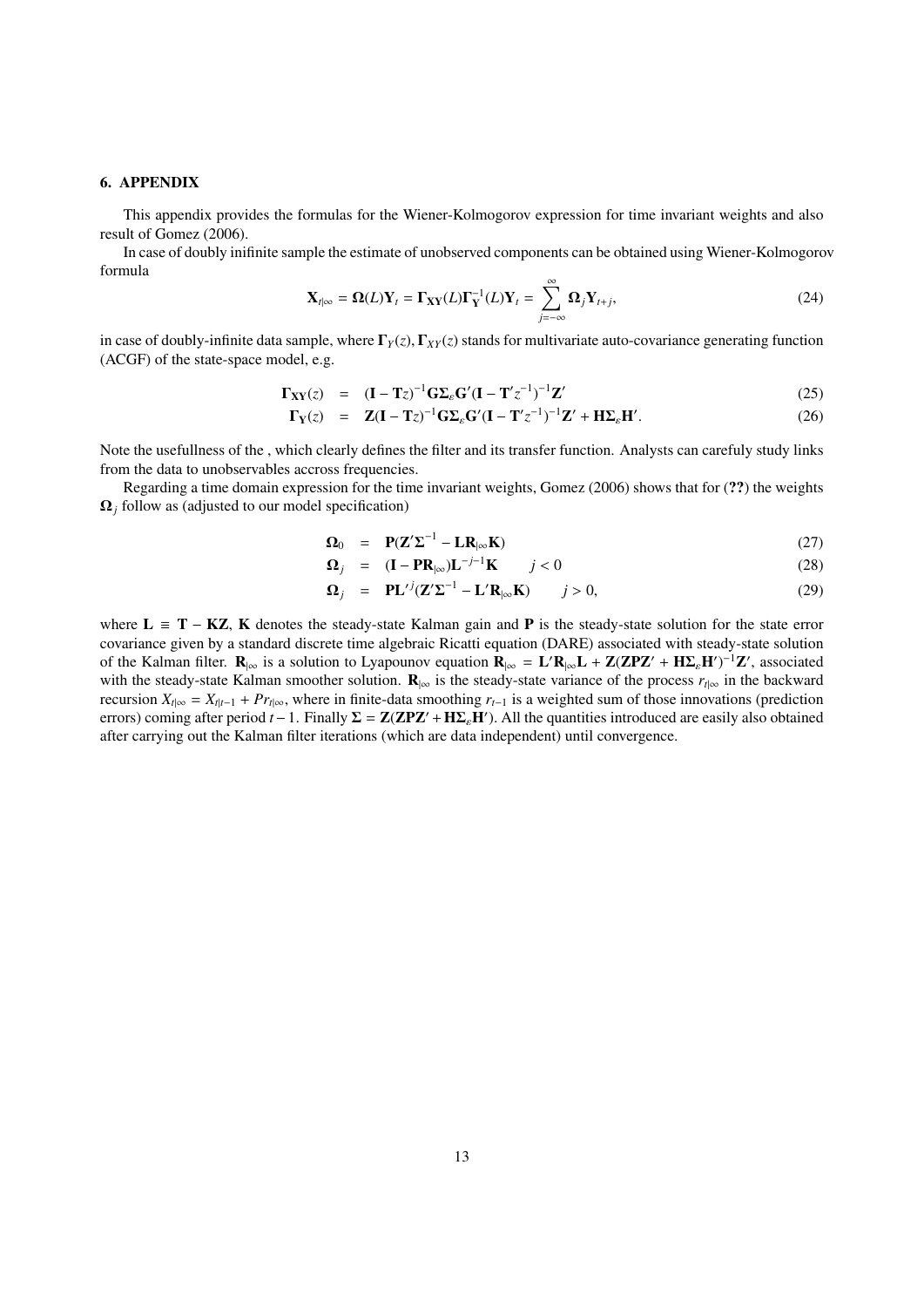## 6. APPENDIX

This appendix provides the formulas for the Wiener-Kolmogorov expression for time invariant weights and also result of Gomez (2006).

In case of doubly inifinite sample the estimate of unobserved components can be obtained using Wiener-Kolmogorov formula

$$\mathbf{X}_{t|\infty} = \mathbf{\Omega}(L)\mathbf{Y}_t = \mathbf{\Gamma}_{\mathbf{XY}}(L)\mathbf{\Gamma}_{\mathbf{Y}}^{-1}(L)\mathbf{Y}_t = \sum_{j=-\infty}^{\infty} \mathbf{\Omega}_j \mathbf{Y}_{t+j}, \tag{24}$$

in case of doubly-infinite data sample, where $\mathbf{\Gamma}_Y(z), \mathbf{\Gamma}_{XY}(z)$ stands for multivariate auto-covariance generating function (ACGF) of the state-space model, e.g.

$$\mathbf{\Gamma}_{\mathbf{XY}}(z) = (\mathbf{I} - \mathbf{T}z)^{-1}\mathbf{G}\mathbf{\Sigma}_\varepsilon\mathbf{G}'(\mathbf{I} - \mathbf{T}'z^{-1})^{-1}\mathbf{Z}' \tag{25}$$

$$\mathbf{\Gamma}_{\mathbf{Y}}(z) = \mathbf{Z}(\mathbf{I} - \mathbf{T}z)^{-1}\mathbf{G}\mathbf{\Sigma}_\varepsilon\mathbf{G}'(\mathbf{I} - \mathbf{T}'z^{-1})^{-1}\mathbf{Z}' + \mathbf{H}\mathbf{\Sigma}_\varepsilon\mathbf{H}'. \tag{26}$$

Note the usefullness of the , which clearly defines the filter and its transfer function. Analysts can carefuly study links from the data to unobservables accross frequencies.

Regarding a time domain expression for the time invariant weights, Gomez (2006) shows that for (**??**) the weights $\mathbf{\Omega}_j$ follow as (adjusted to our model specification)

$$\mathbf{\Omega}_0 = \mathbf{P}(\mathbf{Z}'\mathbf{\Sigma}^{-1} - \mathbf{L}\mathbf{R}_{|\infty}\mathbf{K}) \tag{27}$$

$$\mathbf{\Omega}_j = (\mathbf{I} - \mathbf{P}\mathbf{R}_{|\infty})\mathbf{L}^{-j-1}\mathbf{K} \qquad j < 0 \tag{28}$$

$$\mathbf{\Omega}_j = \mathbf{P}\mathbf{L}'^{j}(\mathbf{Z}'\mathbf{\Sigma}^{-1} - \mathbf{L}'\mathbf{R}_{|\infty}\mathbf{K}) \qquad j > 0, \tag{29}$$

where $\mathbf{L} \equiv \mathbf{T} - \mathbf{KZ}$, $\mathbf{K}$ denotes the steady-state Kalman gain and $\mathbf{P}$ is the steady-state solution for the state error covariance given by a standard discrete time algebraic Ricatti equation (DARE) associated with steady-state solution of the Kalman filter. $\mathbf{R}_{|\infty}$ is a solution to Lyapounov equation $\mathbf{R}_{|\infty} = \mathbf{L}'\mathbf{R}_{|\infty}\mathbf{L} + \mathbf{Z}(\mathbf{ZPZ}' + \mathbf{H}\mathbf{\Sigma}_\varepsilon\mathbf{H}')^{-1}\mathbf{Z}'$, associated with the steady-state Kalman smoother solution. $\mathbf{R}_{|\infty}$ is the steady-state variance of the process $r_{t|\infty}$ in the backward recursion $X_{t|\infty} = X_{t|t-1} + Pr_{t|\infty}$, where in finite-data smoothing $r_{t-1}$ is a weighted sum of those innovations (prediction errors) coming after period $t-1$. Finally $\mathbf{\Sigma} = \mathbf{Z}(\mathbf{ZPZ}' + \mathbf{H}\mathbf{\Sigma}_\varepsilon\mathbf{H}')$. All the quantities introduced are easily also obtained after carrying out the Kalman filter iterations (which are data independent) until convergence.